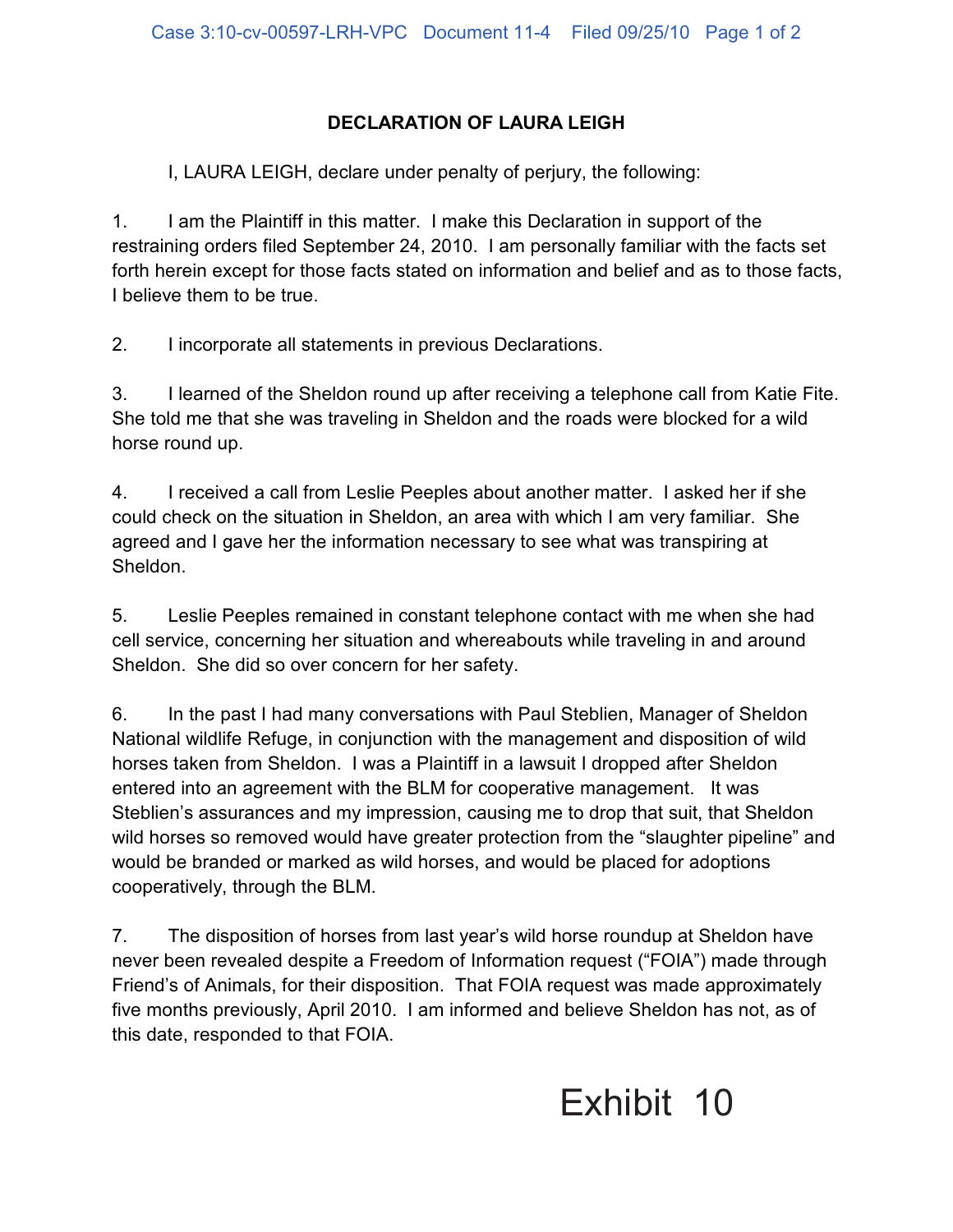## DECLARATION OF LAURA LEIGH

I, LAURA LEIGH, declare under penalty of perjury, the following:

1. I am the Plaintiff in this matter. I make this Declaration in support of the restraining orders filed September 24, 2010. I am personally familiar with the facts set forth herein except for those facts stated on information and belief and as to those facts, I believe them to be true.

2. I incorporate all statements in previous Declarations.

3. I learned of the Sheldon round up after receiving a telephone call from Katie Fite. She told me that she was traveling in Sheldon and the roads were blocked for a wild horse round up.

4. I received a call from Leslie Peeples about another matter. I asked her if she could check on the situation in Sheldon, an area with which I am very familiar. She agreed and I gave her the information necessary to see what was transpiring at Sheldon.

5. Leslie Peeples remained in constant telephone contact with me when she had cell service, concerning her situation and whereabouts while traveling in and around Sheldon. She did so over concern for her safety.

6. In the past I had many conversations with Paul Steblien, Manager of Sheldon National wildlife Refuge, in conjunction with the management and disposition of wild horses taken from Sheldon. I was a Plaintiff in a lawsuit I dropped after Sheldon entered into an agreement with the BLM for cooperative management. It was Steblien's assurances and my impression, causing me to drop that suit, that Sheldon wild horses so removed would have greater protection from the "slaughter pipeline" and would be branded or marked as wild horses, and would be placed for adoptions cooperatively, through the BLM.

7. The disposition of horses from last year's wild horse roundup at Sheldon have never been revealed despite a Freedom of Information request ("FOIA") made through Friend's of Animals, for their disposition. That FOIA request was made approximately five months previously, April 2010. I am informed and believe Sheldon has not, as of this date, responded to that FOIA.

Exhibit 10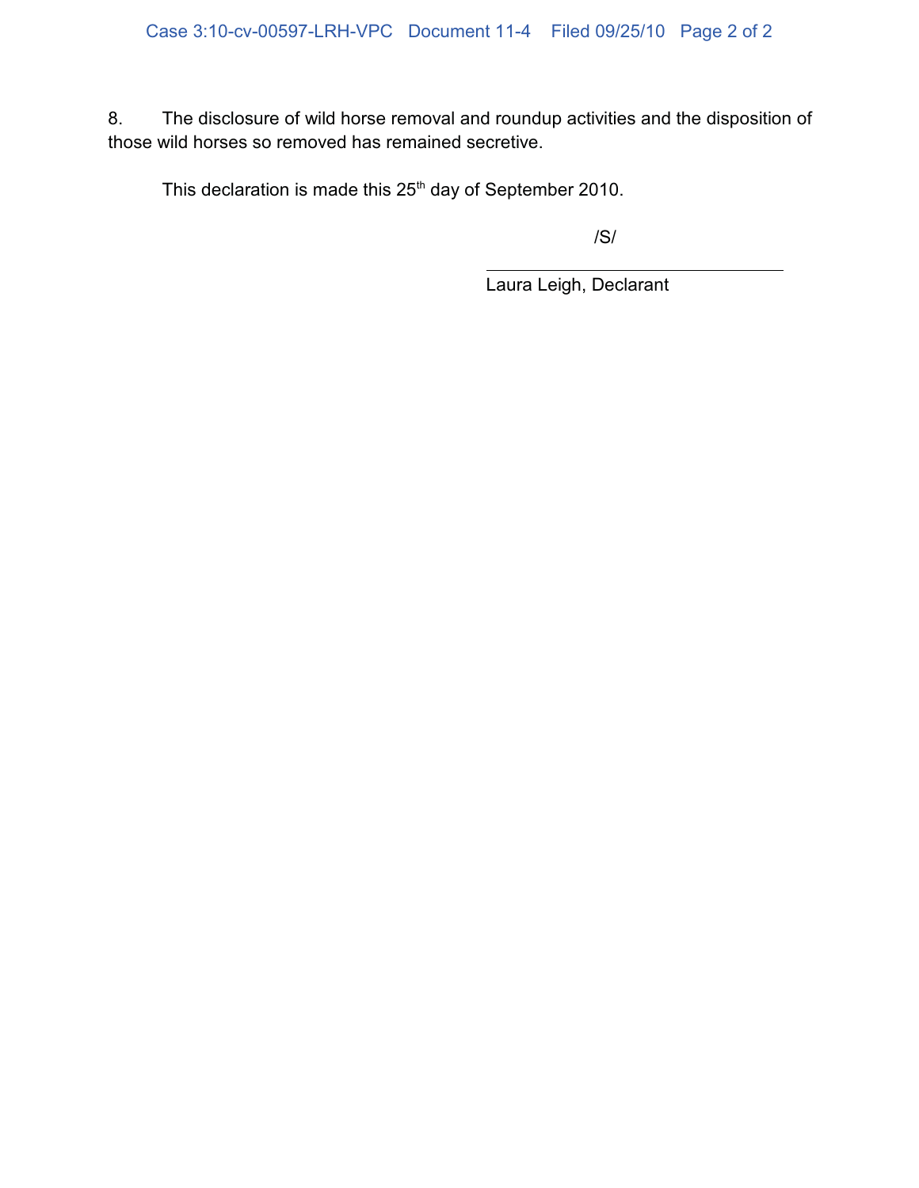8. The disclosure of wild horse removal and roundup activities and the disposition of those wild horses so removed has remained secretive.

This declaration is made this 25th day of September 2010.

/S/

Laura Leigh, Declarant